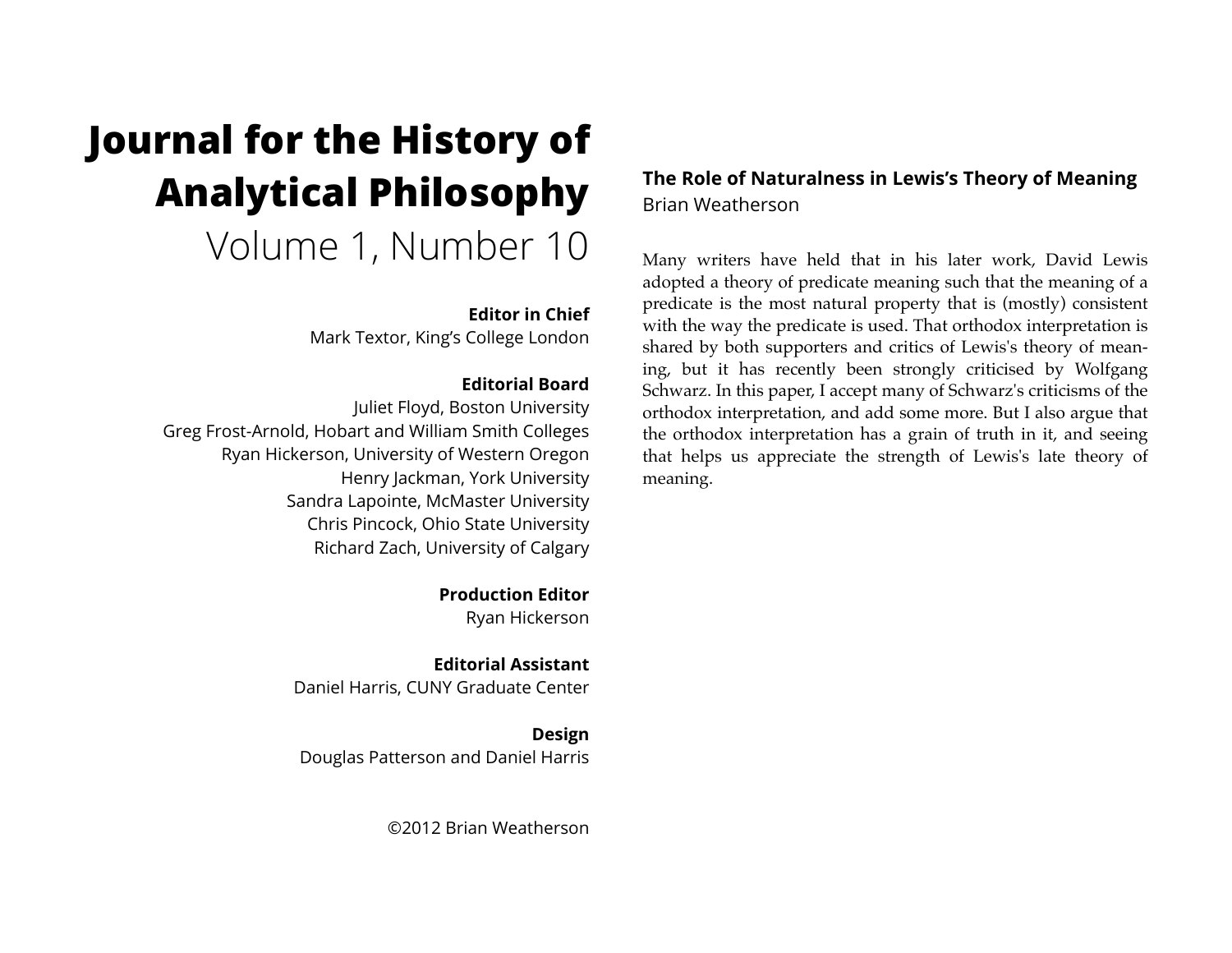# Journal for the History of Analytical Philosophy

Volume 1, Number 10

**Editor in Chief**
Mark Textor, King's College London

**Editorial Board**
Juliet Floyd, Boston University
Greg Frost-Arnold, Hobart and William Smith Colleges
Ryan Hickerson, University of Western Oregon
Henry Jackman, York University
Sandra Lapointe, McMaster University
Chris Pincock, Ohio State University
Richard Zach, University of Calgary

**Production Editor**
Ryan Hickerson

**Editorial Assistant**
Daniel Harris, CUNY Graduate Center

**Design**
Douglas Patterson and Daniel Harris

©2012 Brian Weatherson

## The Role of Naturalness in Lewis's Theory of Meaning

Brian Weatherson

Many writers have held that in his later work, David Lewis adopted a theory of predicate meaning such that the meaning of a predicate is the most natural property that is (mostly) consistent with the way the predicate is used. That orthodox interpretation is shared by both supporters and critics of Lewis's theory of meaning, but it has recently been strongly criticised by Wolfgang Schwarz. In this paper, I accept many of Schwarz's criticisms of the orthodox interpretation, and add some more. But I also argue that the orthodox interpretation has a grain of truth in it, and seeing that helps us appreciate the strength of Lewis's late theory of meaning.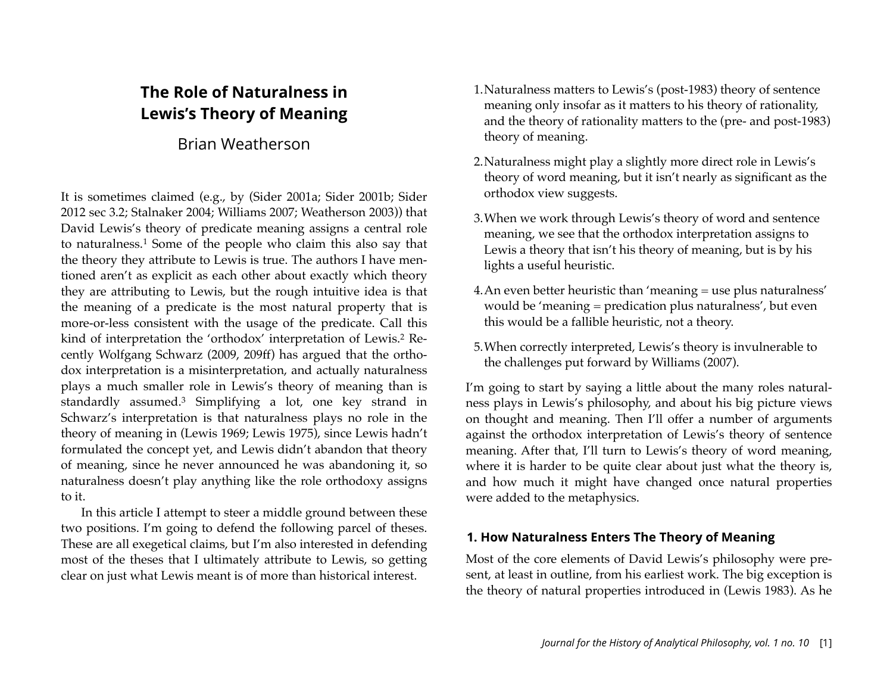# The Role of Naturalness in Lewis's Theory of Meaning

Brian Weatherson

It is sometimes claimed (e.g., by (Sider 2001a; Sider 2001b; Sider 2012 sec 3.2; Stalnaker 2004; Williams 2007; Weatherson 2003)) that David Lewis's theory of predicate meaning assigns a central role to naturalness.[1] Some of the people who claim this also say that the theory they attribute to Lewis is true. The authors I have mentioned aren't as explicit as each other about exactly which theory they are attributing to Lewis, but the rough intuitive idea is that the meaning of a predicate is the most natural property that is more-or-less consistent with the usage of the predicate. Call this kind of interpretation the 'orthodox' interpretation of Lewis.[2] Recently Wolfgang Schwarz (2009, 209ff) has argued that the orthodox interpretation is a misinterpretation, and actually naturalness plays a much smaller role in Lewis's theory of meaning than is standardly assumed.[3] Simplifying a lot, one key strand in Schwarz's interpretation is that naturalness plays no role in the theory of meaning in (Lewis 1969; Lewis 1975), since Lewis hadn't formulated the concept yet, and Lewis didn't abandon that theory of meaning, since he never announced he was abandoning it, so naturalness doesn't play anything like the role orthodoxy assigns to it.

In this article I attempt to steer a middle ground between these two positions. I'm going to defend the following parcel of theses. These are all exegetical claims, but I'm also interested in defending most of the theses that I ultimately attribute to Lewis, so getting clear on just what Lewis meant is of more than historical interest.

1. Naturalness matters to Lewis's (post-1983) theory of sentence meaning only insofar as it matters to his theory of rationality, and the theory of rationality matters to the (pre- and post-1983) theory of meaning.
2. Naturalness might play a slightly more direct role in Lewis's theory of word meaning, but it isn't nearly as significant as the orthodox view suggests.
3. When we work through Lewis's theory of word and sentence meaning, we see that the orthodox interpretation assigns to Lewis a theory that isn't his theory of meaning, but is by his lights a useful heuristic.
4. An even better heuristic than 'meaning = use plus naturalness' would be 'meaning = predication plus naturalness', but even this would be a fallible heuristic, not a theory.
5. When correctly interpreted, Lewis's theory is invulnerable to the challenges put forward by Williams (2007).

I'm going to start by saying a little about the many roles naturalness plays in Lewis's philosophy, and about his big picture views on thought and meaning. Then I'll offer a number of arguments against the orthodox interpretation of Lewis's theory of sentence meaning. After that, I'll turn to Lewis's theory of word meaning, where it is harder to be quite clear about just what the theory is, and how much it might have changed once natural properties were added to the metaphysics.

## 1. How Naturalness Enters The Theory of Meaning

Most of the core elements of David Lewis's philosophy were present, at least in outline, from his earliest work. The big exception is the theory of natural properties introduced in (Lewis 1983). As he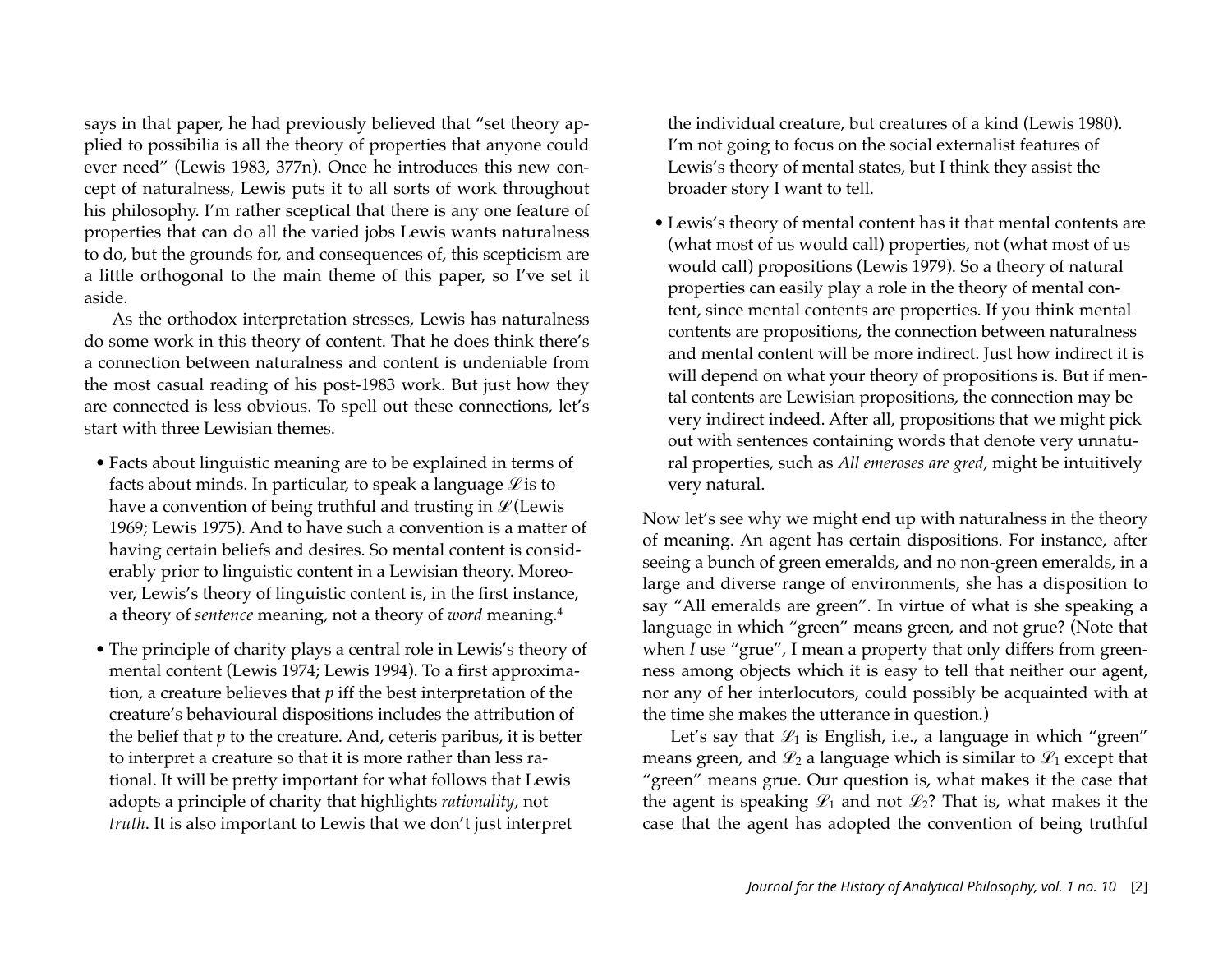says in that paper, he had previously believed that "set theory applied to possibilia is all the theory of properties that anyone could ever need" (Lewis 1983, 377n). Once he introduces this new concept of naturalness, Lewis puts it to all sorts of work throughout his philosophy. I'm rather sceptical that there is any one feature of properties that can do all the varied jobs Lewis wants naturalness to do, but the grounds for, and consequences of, this scepticism are a little orthogonal to the main theme of this paper, so I've set it aside.

As the orthodox interpretation stresses, Lewis has naturalness do some work in this theory of content. That he does think there's a connection between naturalness and content is undeniable from the most casual reading of his post-1983 work. But just how they are connected is less obvious. To spell out these connections, let's start with three Lewisian themes.

- Facts about linguistic meaning are to be explained in terms of facts about minds. In particular, to speak a language $\mathscr{L}$ is to have a convention of being truthful and trusting in $\mathscr{L}$ (Lewis 1969; Lewis 1975). And to have such a convention is a matter of having certain beliefs and desires. So mental content is considerably prior to linguistic content in a Lewisian theory. Moreover, Lewis's theory of linguistic content is, in the first instance, a theory of *sentence* meaning, not a theory of *word* meaning.[4]
- The principle of charity plays a central role in Lewis's theory of mental content (Lewis 1974; Lewis 1994). To a first approximation, a creature believes that *p* iff the best interpretation of the creature's behavioural dispositions includes the attribution of the belief that *p* to the creature. And, ceteris paribus, it is better to interpret a creature so that it is more rather than less rational. It will be pretty important for what follows that Lewis adopts a principle of charity that highlights *rationality*, not *truth*. It is also important to Lewis that we don't just interpret the individual creature, but creatures of a kind (Lewis 1980). I'm not going to focus on the social externalist features of Lewis's theory of mental states, but I think they assist the broader story I want to tell.
- Lewis's theory of mental content has it that mental contents are (what most of us would call) properties, not (what most of us would call) propositions (Lewis 1979). So a theory of natural properties can easily play a role in the theory of mental content, since mental contents are properties. If you think mental contents are propositions, the connection between naturalness and mental content will be more indirect. Just how indirect it is will depend on what your theory of propositions is. But if mental contents are Lewisian propositions, the connection may be very indirect indeed. After all, propositions that we might pick out with sentences containing words that denote very unnatural properties, such as *All emeroses are gred*, might be intuitively very natural.

Now let's see why we might end up with naturalness in the theory of meaning. An agent has certain dispositions. For instance, after seeing a bunch of green emeralds, and no non-green emeralds, in a large and diverse range of environments, she has a disposition to say "All emeralds are green". In virtue of what is she speaking a language in which "green" means green, and not grue? (Note that when *I* use "grue", I mean a property that only differs from greenness among objects which it is easy to tell that neither our agent, nor any of her interlocutors, could possibly be acquainted with at the time she makes the utterance in question.)

Let's say that $\mathscr{L}_1$ is English, i.e., a language in which "green" means green, and $\mathscr{L}_2$ a language which is similar to $\mathscr{L}_1$ except that "green" means grue. Our question is, what makes it the case that the agent is speaking $\mathscr{L}_1$ and not $\mathscr{L}_2$? That is, what makes it the case that the agent has adopted the convention of being truthful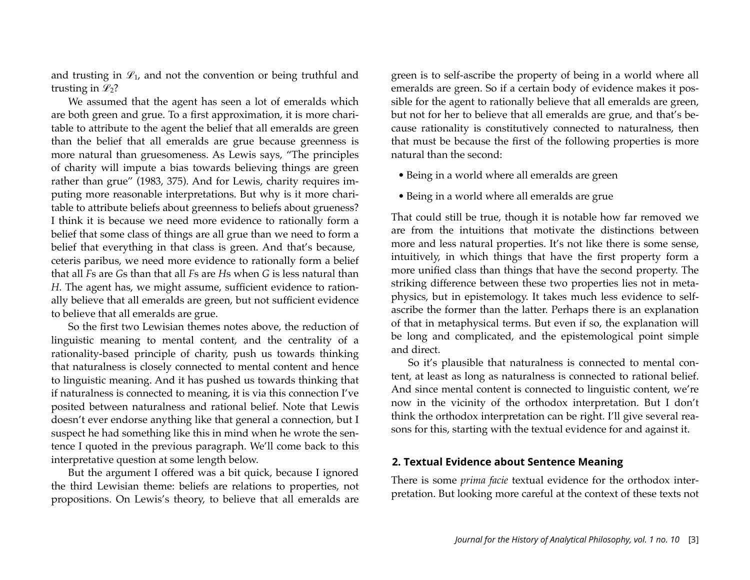and trusting in $\mathscr{L}_1$, and not the convention or being truthful and trusting in $\mathscr{L}_2$?

We assumed that the agent has seen a lot of emeralds which are both green and grue. To a first approximation, it is more charitable to attribute to the agent the belief that all emeralds are green than the belief that all emeralds are grue because greenness is more natural than gruesomeness. As Lewis says, "The principles of charity will impute a bias towards believing things are green rather than grue" (1983, 375). And for Lewis, charity requires imputing more reasonable interpretations. But why is it more charitable to attribute beliefs about greenness to beliefs about grueness? I think it is because we need more evidence to rationally form a belief that some class of things are all grue than we need to form a belief that everything in that class is green. And that's because, ceteris paribus, we need more evidence to rationally form a belief that all *F*s are *G*s than that all *F*s are *H*s when *G* is less natural than *H*. The agent has, we might assume, sufficient evidence to rationally believe that all emeralds are green, but not sufficient evidence to believe that all emeralds are grue.

So the first two Lewisian themes notes above, the reduction of linguistic meaning to mental content, and the centrality of a rationality-based principle of charity, push us towards thinking that naturalness is closely connected to mental content and hence to linguistic meaning. And it has pushed us towards thinking that if naturalness is connected to meaning, it is via this connection I've posited between naturalness and rational belief. Note that Lewis doesn't ever endorse anything like that general a connection, but I suspect he had something like this in mind when he wrote the sentence I quoted in the previous paragraph. We'll come back to this interpretative question at some length below.

But the argument I offered was a bit quick, because I ignored the third Lewisian theme: beliefs are relations to properties, not propositions. On Lewis's theory, to believe that all emeralds are green is to self-ascribe the property of being in a world where all emeralds are green. So if a certain body of evidence makes it possible for the agent to rationally believe that all emeralds are green, but not for her to believe that all emeralds are grue, and that's because rationality is constitutively connected to naturalness, then that must be because the first of the following properties is more natural than the second:

- Being in a world where all emeralds are green
- Being in a world where all emeralds are grue

That could still be true, though it is notable how far removed we are from the intuitions that motivate the distinctions between more and less natural properties. It's not like there is some sense, intuitively, in which things that have the first property form a more unified class than things that have the second property. The striking difference between these two properties lies not in metaphysics, but in epistemology. It takes much less evidence to self-ascribe the former than the latter. Perhaps there is an explanation of that in metaphysical terms. But even if so, the explanation will be long and complicated, and the epistemological point simple and direct.

So it's plausible that naturalness is connected to mental content, at least as long as naturalness is connected to rational belief. And since mental content is connected to linguistic content, we're now in the vicinity of the orthodox interpretation. But I don't think the orthodox interpretation can be right. I'll give several reasons for this, starting with the textual evidence for and against it.

## 2. Textual Evidence about Sentence Meaning

There is some *prima facie* textual evidence for the orthodox interpretation. But looking more careful at the context of these texts not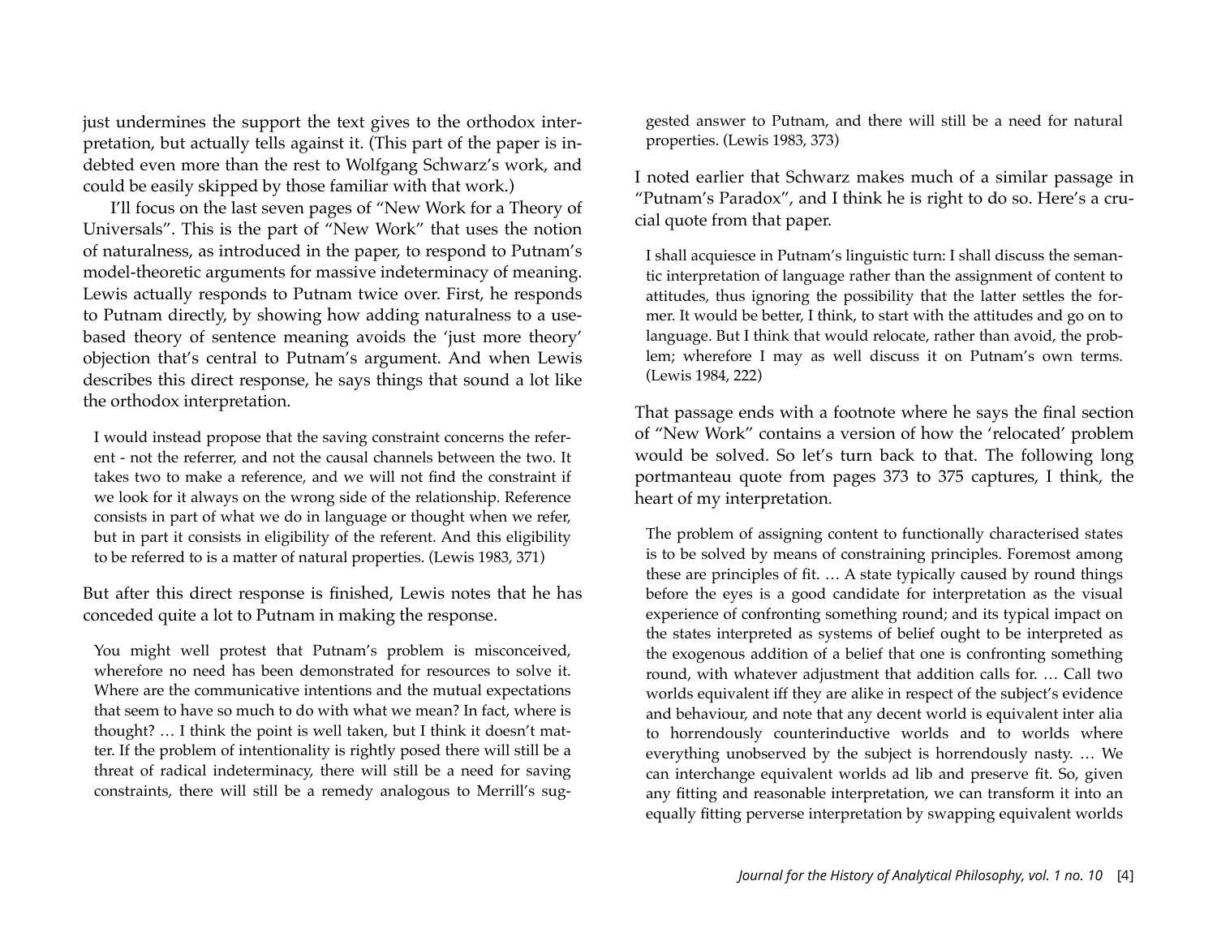just undermines the support the text gives to the orthodox interpretation, but actually tells against it. (This part of the paper is indebted even more than the rest to Wolfgang Schwarz's work, and could be easily skipped by those familiar with that work.)

I'll focus on the last seven pages of "New Work for a Theory of Universals". This is the part of "New Work" that uses the notion of naturalness, as introduced in the paper, to respond to Putnam's model-theoretic arguments for massive indeterminacy of meaning. Lewis actually responds to Putnam twice over. First, he responds to Putnam directly, by showing how adding naturalness to a use-based theory of sentence meaning avoids the 'just more theory' objection that's central to Putnam's argument. And when Lewis describes this direct response, he says things that sound a lot like the orthodox interpretation.

> I would instead propose that the saving constraint concerns the referent - not the referrer, and not the causal channels between the two. It takes two to make a reference, and we will not find the constraint if we look for it always on the wrong side of the relationship. Reference consists in part of what we do in language or thought when we refer, but in part it consists in eligibility of the referent. And this eligibility to be referred to is a matter of natural properties. (Lewis 1983, 371)

But after this direct response is finished, Lewis notes that he has conceded quite a lot to Putnam in making the response.

> You might well protest that Putnam's problem is misconceived, wherefore no need has been demonstrated for resources to solve it. Where are the communicative intentions and the mutual expectations that seem to have so much to do with what we mean? In fact, where is thought? … I think the point is well taken, but I think it doesn't matter. If the problem of intentionality is rightly posed there will still be a threat of radical indeterminacy, there will still be a need for saving constraints, there will still be a remedy analogous to Merrill's suggested answer to Putnam, and there will still be a need for natural properties. (Lewis 1983, 373)

I noted earlier that Schwarz makes much of a similar passage in "Putnam's Paradox", and I think he is right to do so. Here's a crucial quote from that paper.

> I shall acquiesce in Putnam's linguistic turn: I shall discuss the semantic interpretation of language rather than the assignment of content to attitudes, thus ignoring the possibility that the latter settles the former. It would be better, I think, to start with the attitudes and go on to language. But I think that would relocate, rather than avoid, the problem; wherefore I may as well discuss it on Putnam's own terms. (Lewis 1984, 222)

That passage ends with a footnote where he says the final section of "New Work" contains a version of how the 'relocated' problem would be solved. So let's turn back to that. The following long portmanteau quote from pages 373 to 375 captures, I think, the heart of my interpretation.

> The problem of assigning content to functionally characterised states is to be solved by means of constraining principles. Foremost among these are principles of fit. … A state typically caused by round things before the eyes is a good candidate for interpretation as the visual experience of confronting something round; and its typical impact on the states interpreted as systems of belief ought to be interpreted as the exogenous addition of a belief that one is confronting something round, with whatever adjustment that addition calls for. … Call two worlds equivalent iff they are alike in respect of the subject's evidence and behaviour, and note that any decent world is equivalent inter alia to horrendously counterinductive worlds and to worlds where everything unobserved by the subject is horrendously nasty. … We can interchange equivalent worlds ad lib and preserve fit. So, given any fitting and reasonable interpretation, we can transform it into an equally fitting perverse interpretation by swapping equivalent worlds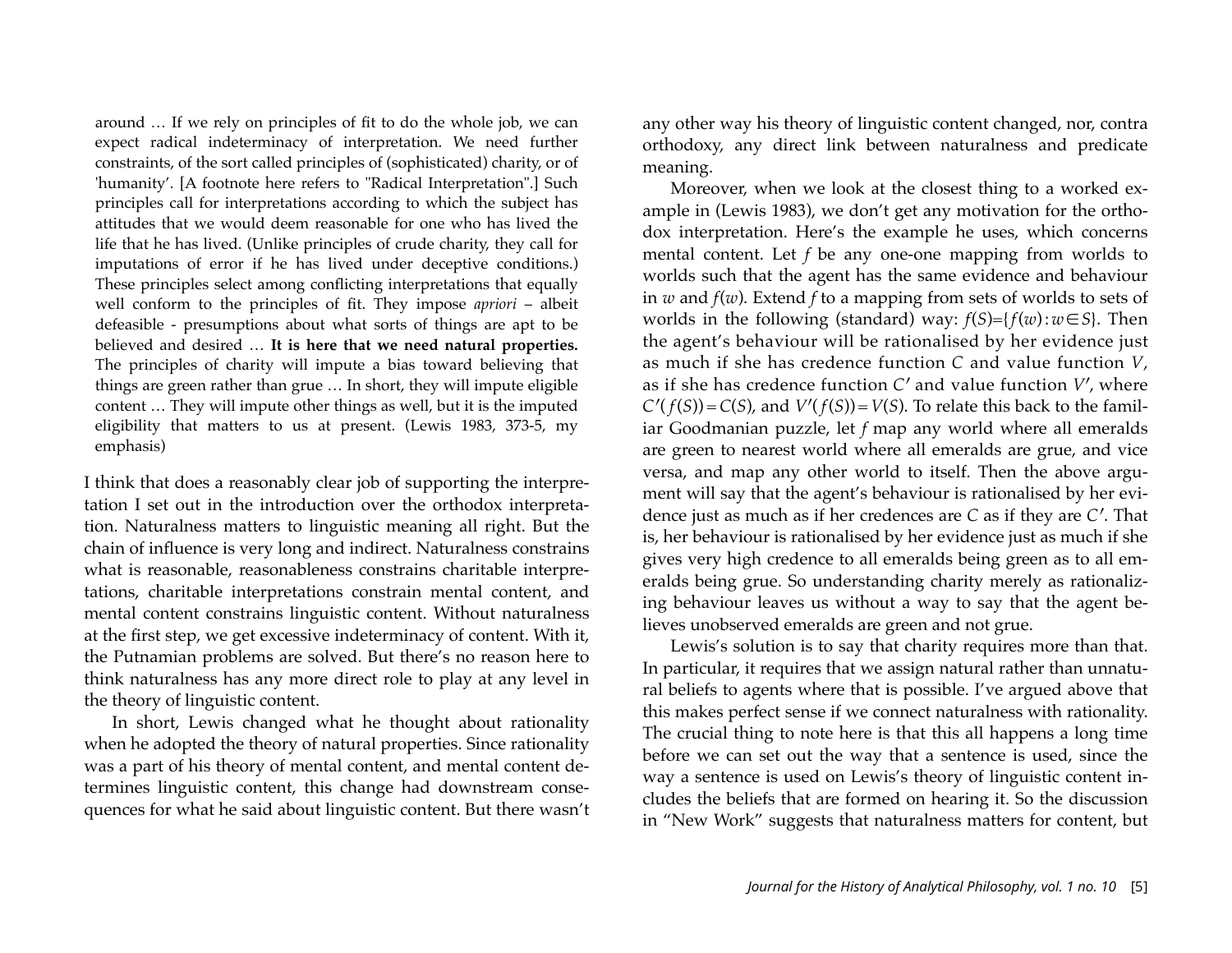> around … If we rely on principles of fit to do the whole job, we can expect radical indeterminacy of interpretation. We need further constraints, of the sort called principles of (sophisticated) charity, or of 'humanity'. [A footnote here refers to "Radical Interpretation".] Such principles call for interpretations according to which the subject has attitudes that we would deem reasonable for one who has lived the life that he has lived. (Unlike principles of crude charity, they call for imputations of error if he has lived under deceptive conditions.) These principles select among conflicting interpretations that equally well conform to the principles of fit. They impose *apriori* – albeit defeasible - presumptions about what sorts of things are apt to be believed and desired … **It is here that we need natural properties.** The principles of charity will impute a bias toward believing that things are green rather than grue … In short, they will impute eligible content … They will impute other things as well, but it is the imputed eligibility that matters to us at present. (Lewis 1983, 373-5, my emphasis)

I think that does a reasonably clear job of supporting the interpretation I set out in the introduction over the orthodox interpretation. Naturalness matters to linguistic meaning all right. But the chain of influence is very long and indirect. Naturalness constrains what is reasonable, reasonableness constrains charitable interpretations, charitable interpretations constrain mental content, and mental content constrains linguistic content. Without naturalness at the first step, we get excessive indeterminacy of content. With it, the Putnamian problems are solved. But there's no reason here to think naturalness has any more direct role to play at any level in the theory of linguistic content.

In short, Lewis changed what he thought about rationality when he adopted the theory of natural properties. Since rationality was a part of his theory of mental content, and mental content determines linguistic content, this change had downstream consequences for what he said about linguistic content. But there wasn't any other way his theory of linguistic content changed, nor, contra orthodoxy, any direct link between naturalness and predicate meaning.

Moreover, when we look at the closest thing to a worked example in (Lewis 1983), we don't get any motivation for the orthodox interpretation. Here's the example he uses, which concerns mental content. Let $f$ be any one-one mapping from worlds to worlds such that the agent has the same evidence and behaviour in $w$ and $f(w)$. Extend $f$ to a mapping from sets of worlds to sets of worlds in the following (standard) way: $f(S)=\{f(w): w \in S\}$. Then the agent's behaviour will be rationalised by her evidence just as much if she has credence function $C$ and value function $V$, as if she has credence function $C'$ and value function $V'$, where $C'(f(S)) = C(S)$, and $V'(f(S)) = V(S)$. To relate this back to the familiar Goodmanian puzzle, let $f$ map any world where all emeralds are green to nearest world where all emeralds are grue, and vice versa, and map any other world to itself. Then the above argument will say that the agent's behaviour is rationalised by her evidence just as much as if her credences are $C$ as if they are $C'$. That is, her behaviour is rationalised by her evidence just as much if she gives very high credence to all emeralds being green as to all emeralds being grue. So understanding charity merely as rationalizing behaviour leaves us without a way to say that the agent believes unobserved emeralds are green and not grue.

Lewis's solution is to say that charity requires more than that. In particular, it requires that we assign natural rather than unnatural beliefs to agents where that is possible. I've argued above that this makes perfect sense if we connect naturalness with rationality. The crucial thing to note here is that this all happens a long time before we can set out the way that a sentence is used, since the way a sentence is used on Lewis's theory of linguistic content includes the beliefs that are formed on hearing it. So the discussion in "New Work" suggests that naturalness matters for content, but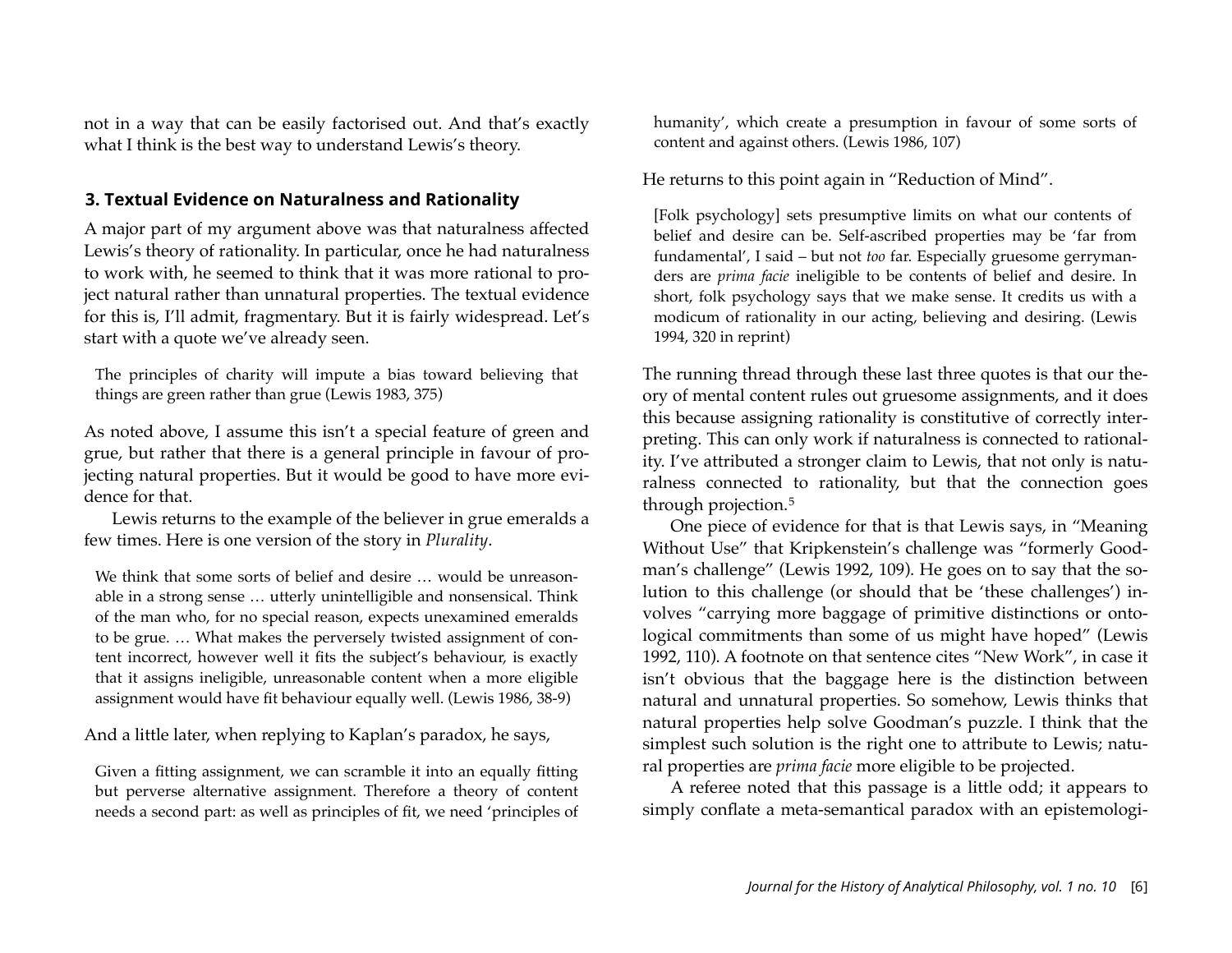not in a way that can be easily factorised out. And that's exactly what I think is the best way to understand Lewis's theory.

### 3. Textual Evidence on Naturalness and Rationality

A major part of my argument above was that naturalness affected Lewis's theory of rationality. In particular, once he had naturalness to work with, he seemed to think that it was more rational to project natural rather than unnatural properties. The textual evidence for this is, I'll admit, fragmentary. But it is fairly widespread. Let's start with a quote we've already seen.

> The principles of charity will impute a bias toward believing that things are green rather than grue (Lewis 1983, 375)

As noted above, I assume this isn't a special feature of green and grue, but rather that there is a general principle in favour of projecting natural properties. But it would be good to have more evidence for that.

Lewis returns to the example of the believer in grue emeralds a few times. Here is one version of the story in *Plurality*.

> We think that some sorts of belief and desire … would be unreasonable in a strong sense … utterly unintelligible and nonsensical. Think of the man who, for no special reason, expects unexamined emeralds to be grue. … What makes the perversely twisted assignment of content incorrect, however well it fits the subject's behaviour, is exactly that it assigns ineligible, unreasonable content when a more eligible assignment would have fit behaviour equally well. (Lewis 1986, 38-9)

And a little later, when replying to Kaplan's paradox, he says,

> Given a fitting assignment, we can scramble it into an equally fitting but perverse alternative assignment. Therefore a theory of content needs a second part: as well as principles of fit, we need 'principles of humanity', which create a presumption in favour of some sorts of content and against others. (Lewis 1986, 107)

He returns to this point again in "Reduction of Mind".

> [Folk psychology] sets presumptive limits on what our contents of belief and desire can be. Self-ascribed properties may be 'far from fundamental', I said – but not *too* far. Especially gruesome gerrymanders are *prima facie* ineligible to be contents of belief and desire. In short, folk psychology says that we make sense. It credits us with a modicum of rationality in our acting, believing and desiring. (Lewis 1994, 320 in reprint)

The running thread through these last three quotes is that our theory of mental content rules out gruesome assignments, and it does this because assigning rationality is constitutive of correctly interpreting. This can only work if naturalness is connected to rationality. I've attributed a stronger claim to Lewis, that not only is naturalness connected to rationality, but that the connection goes through projection.[5]

One piece of evidence for that is that Lewis says, in "Meaning Without Use" that Kripkenstein's challenge was "formerly Goodman's challenge" (Lewis 1992, 109). He goes on to say that the solution to this challenge (or should that be 'these challenges') involves "carrying more baggage of primitive distinctions or ontological commitments than some of us might have hoped" (Lewis 1992, 110). A footnote on that sentence cites "New Work", in case it isn't obvious that the baggage here is the distinction between natural and unnatural properties. So somehow, Lewis thinks that natural properties help solve Goodman's puzzle. I think that the simplest such solution is the right one to attribute to Lewis; natural properties are *prima facie* more eligible to be projected.

A referee noted that this passage is a little odd; it appears to simply conflate a meta-semantical paradox with an epistemologi-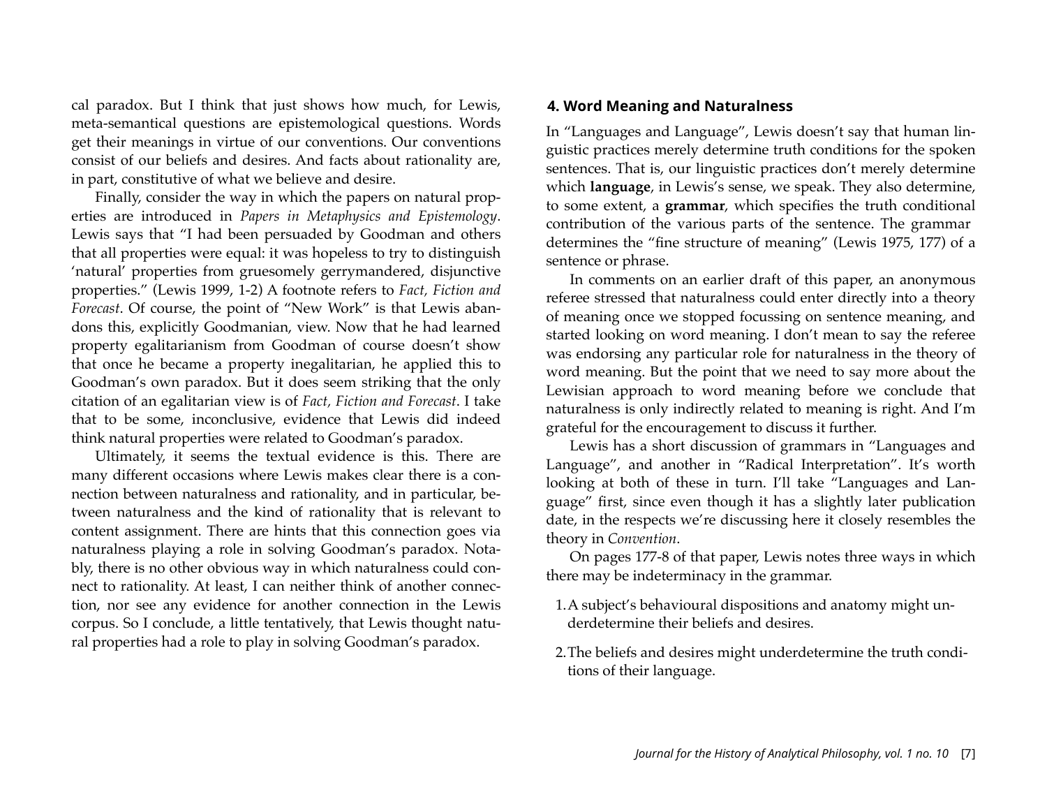cal paradox. But I think that just shows how much, for Lewis, meta-semantical questions are epistemological questions. Words get their meanings in virtue of our conventions. Our conventions consist of our beliefs and desires. And facts about rationality are, in part, constitutive of what we believe and desire.

Finally, consider the way in which the papers on natural properties are introduced in *Papers in Metaphysics and Epistemology*. Lewis says that "I had been persuaded by Goodman and others that all properties were equal: it was hopeless to try to distinguish 'natural' properties from gruesomely gerrymandered, disjunctive properties." (Lewis 1999, 1-2) A footnote refers to *Fact, Fiction and Forecast*. Of course, the point of "New Work" is that Lewis abandons this, explicitly Goodmanian, view. Now that he had learned property egalitarianism from Goodman of course doesn't show that once he became a property inegalitarian, he applied this to Goodman's own paradox. But it does seem striking that the only citation of an egalitarian view is of *Fact, Fiction and Forecast*. I take that to be some, inconclusive, evidence that Lewis did indeed think natural properties were related to Goodman's paradox.

Ultimately, it seems the textual evidence is this. There are many different occasions where Lewis makes clear there is a connection between naturalness and rationality, and in particular, between naturalness and the kind of rationality that is relevant to content assignment. There are hints that this connection goes via naturalness playing a role in solving Goodman's paradox. Notably, there is no other obvious way in which naturalness could connect to rationality. At least, I can neither think of another connection, nor see any evidence for another connection in the Lewis corpus. So I conclude, a little tentatively, that Lewis thought natural properties had a role to play in solving Goodman's paradox.

## 4. Word Meaning and Naturalness

In "Languages and Language", Lewis doesn't say that human linguistic practices merely determine truth conditions for the spoken sentences. That is, our linguistic practices don't merely determine which **language**, in Lewis's sense, we speak. They also determine, to some extent, a **grammar**, which specifies the truth conditional contribution of the various parts of the sentence. The grammar determines the "fine structure of meaning" (Lewis 1975, 177) of a sentence or phrase.

In comments on an earlier draft of this paper, an anonymous referee stressed that naturalness could enter directly into a theory of meaning once we stopped focussing on sentence meaning, and started looking on word meaning. I don't mean to say the referee was endorsing any particular role for naturalness in the theory of word meaning. But the point that we need to say more about the Lewisian approach to word meaning before we conclude that naturalness is only indirectly related to meaning is right. And I'm grateful for the encouragement to discuss it further.

Lewis has a short discussion of grammars in "Languages and Language", and another in "Radical Interpretation". It's worth looking at both of these in turn. I'll take "Languages and Language" first, since even though it has a slightly later publication date, in the respects we're discussing here it closely resembles the theory in *Convention*.

On pages 177-8 of that paper, Lewis notes three ways in which there may be indeterminacy in the grammar.

1. A subject's behavioural dispositions and anatomy might underdetermine their beliefs and desires.
2. The beliefs and desires might underdetermine the truth conditions of their language.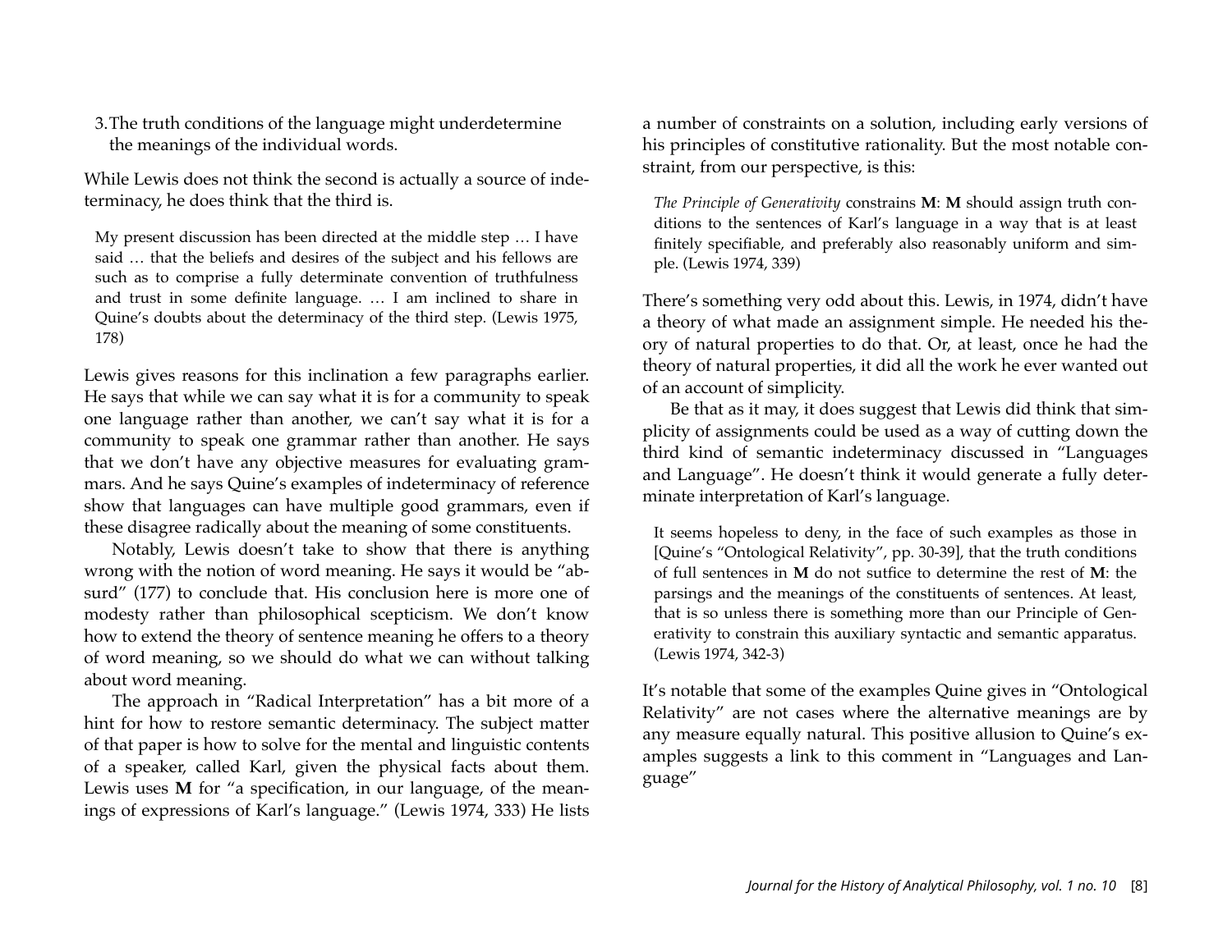3. The truth conditions of the language might underdetermine the meanings of the individual words.

While Lewis does not think the second is actually a source of indeterminacy, he does think that the third is.

> My present discussion has been directed at the middle step … I have said … that the beliefs and desires of the subject and his fellows are such as to comprise a fully determinate convention of truthfulness and trust in some definite language. … I am inclined to share in Quine's doubts about the determinacy of the third step. (Lewis 1975, 178)

Lewis gives reasons for this inclination a few paragraphs earlier. He says that while we can say what it is for a community to speak one language rather than another, we can't say what it is for a community to speak one grammar rather than another. He says that we don't have any objective measures for evaluating grammars. And he says Quine's examples of indeterminacy of reference show that languages can have multiple good grammars, even if these disagree radically about the meaning of some constituents.

Notably, Lewis doesn't take to show that there is anything wrong with the notion of word meaning. He says it would be "absurd" (177) to conclude that. His conclusion here is more one of modesty rather than philosophical scepticism. We don't know how to extend the theory of sentence meaning he offers to a theory of word meaning, so we should do what we can without talking about word meaning.

The approach in "Radical Interpretation" has a bit more of a hint for how to restore semantic determinacy. The subject matter of that paper is how to solve for the mental and linguistic contents of a speaker, called Karl, given the physical facts about them. Lewis uses **M** for "a specification, in our language, of the meanings of expressions of Karl's language." (Lewis 1974, 333) He lists a number of constraints on a solution, including early versions of his principles of constitutive rationality. But the most notable constraint, from our perspective, is this:

> *The Principle of Generativity* constrains **M**: **M** should assign truth conditions to the sentences of Karl's language in a way that is at least finitely specifiable, and preferably also reasonably uniform and simple. (Lewis 1974, 339)

There's something very odd about this. Lewis, in 1974, didn't have a theory of what made an assignment simple. He needed his theory of natural properties to do that. Or, at least, once he had the theory of natural properties, it did all the work he ever wanted out of an account of simplicity.

Be that as it may, it does suggest that Lewis did think that simplicity of assignments could be used as a way of cutting down the third kind of semantic indeterminacy discussed in "Languages and Language". He doesn't think it would generate a fully determinate interpretation of Karl's language.

> It seems hopeless to deny, in the face of such examples as those in [Quine's "Ontological Relativity", pp. 30-39], that the truth conditions of full sentences in **M** do not suffice to determine the rest of **M**: the parsings and the meanings of the constituents of sentences. At least, that is so unless there is something more than our Principle of Generativity to constrain this auxiliary syntactic and semantic apparatus. (Lewis 1974, 342-3)

It's notable that some of the examples Quine gives in "Ontological Relativity" are not cases where the alternative meanings are by any measure equally natural. This positive allusion to Quine's examples suggests a link to this comment in "Languages and Language"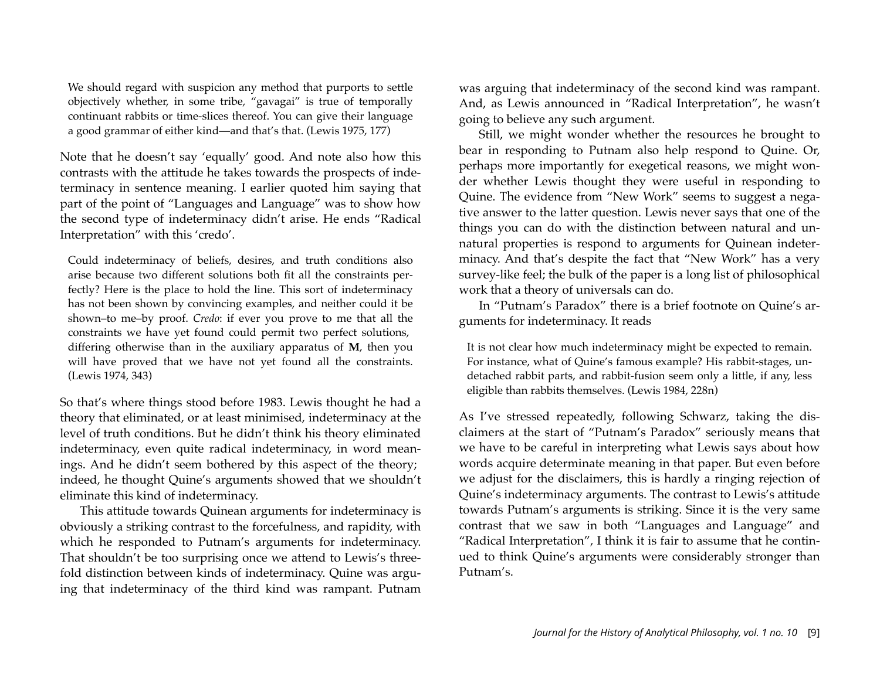> We should regard with suspicion any method that purports to settle objectively whether, in some tribe, "gavagai" is true of temporally continuant rabbits or time-slices thereof. You can give their language a good grammar of either kind—and that's that. (Lewis 1975, 177)

Note that he doesn't say 'equally' good. And note also how this contrasts with the attitude he takes towards the prospects of indeterminacy in sentence meaning. I earlier quoted him saying that part of the point of "Languages and Language" was to show how the second type of indeterminacy didn't arise. He ends "Radical Interpretation" with this 'credo'.

> Could indeterminacy of beliefs, desires, and truth conditions also arise because two different solutions both fit all the constraints perfectly? Here is the place to hold the line. This sort of indeterminacy has not been shown by convincing examples, and neither could it be shown–to me–by proof. *Credo*: if ever you prove to me that all the constraints we have yet found could permit two perfect solutions, differing otherwise than in the auxiliary apparatus of **M**, then you will have proved that we have not yet found all the constraints. (Lewis 1974, 343)

So that's where things stood before 1983. Lewis thought he had a theory that eliminated, or at least minimised, indeterminacy at the level of truth conditions. But he didn't think his theory eliminated indeterminacy, even quite radical indeterminacy, in word meanings. And he didn't seem bothered by this aspect of the theory; indeed, he thought Quine's arguments showed that we shouldn't eliminate this kind of indeterminacy.

This attitude towards Quinean arguments for indeterminacy is obviously a striking contrast to the forcefulness, and rapidity, with which he responded to Putnam's arguments for indeterminacy. That shouldn't be too surprising once we attend to Lewis's threefold distinction between kinds of indeterminacy. Quine was arguing that indeterminacy of the third kind was rampant. Putnam was arguing that indeterminacy of the second kind was rampant. And, as Lewis announced in "Radical Interpretation", he wasn't going to believe any such argument.

Still, we might wonder whether the resources he brought to bear in responding to Putnam also help respond to Quine. Or, perhaps more importantly for exegetical reasons, we might wonder whether Lewis thought they were useful in responding to Quine. The evidence from "New Work" seems to suggest a negative answer to the latter question. Lewis never says that one of the things you can do with the distinction between natural and unnatural properties is respond to arguments for Quinean indeterminacy. And that's despite the fact that "New Work" has a very survey-like feel; the bulk of the paper is a long list of philosophical work that a theory of universals can do.

In "Putnam's Paradox" there is a brief footnote on Quine's arguments for indeterminacy. It reads

> It is not clear how much indeterminacy might be expected to remain. For instance, what of Quine's famous example? His rabbit-stages, undetached rabbit parts, and rabbit-fusion seem only a little, if any, less eligible than rabbits themselves. (Lewis 1984, 228n)

As I've stressed repeatedly, following Schwarz, taking the disclaimers at the start of "Putnam's Paradox" seriously means that we have to be careful in interpreting what Lewis says about how words acquire determinate meaning in that paper. But even before we adjust for the disclaimers, this is hardly a ringing rejection of Quine's indeterminacy arguments. The contrast to Lewis's attitude towards Putnam's arguments is striking. Since it is the very same contrast that we saw in both "Languages and Language" and "Radical Interpretation", I think it is fair to assume that he continued to think Quine's arguments were considerably stronger than Putnam's.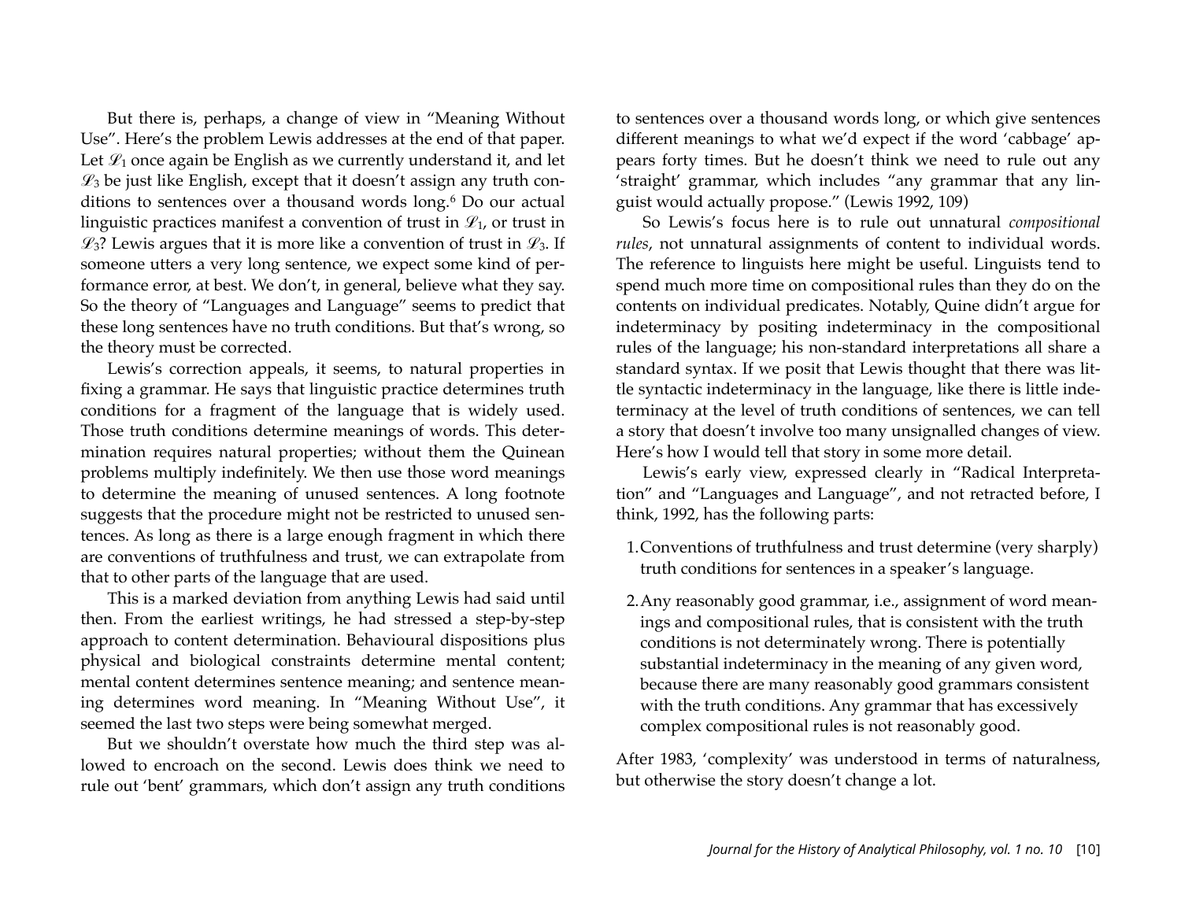But there is, perhaps, a change of view in "Meaning Without Use". Here's the problem Lewis addresses at the end of that paper. Let $\mathscr{L}_1$ once again be English as we currently understand it, and let $\mathscr{L}_3$ be just like English, except that it doesn't assign any truth conditions to sentences over a thousand words long.[6] Do our actual linguistic practices manifest a convention of trust in $\mathscr{L}_1$, or trust in $\mathscr{L}_3$? Lewis argues that it is more like a convention of trust in $\mathscr{L}_3$. If someone utters a very long sentence, we expect some kind of performance error, at best. We don't, in general, believe what they say. So the theory of "Languages and Language" seems to predict that these long sentences have no truth conditions. But that's wrong, so the theory must be corrected.

Lewis's correction appeals, it seems, to natural properties in fixing a grammar. He says that linguistic practice determines truth conditions for a fragment of the language that is widely used. Those truth conditions determine meanings of words. This determination requires natural properties; without them the Quinean problems multiply indefinitely. We then use those word meanings to determine the meaning of unused sentences. A long footnote suggests that the procedure might not be restricted to unused sentences. As long as there is a large enough fragment in which there are conventions of truthfulness and trust, we can extrapolate from that to other parts of the language that are used.

This is a marked deviation from anything Lewis had said until then. From the earliest writings, he had stressed a step-by-step approach to content determination. Behavioural dispositions plus physical and biological constraints determine mental content; mental content determines sentence meaning; and sentence meaning determines word meaning. In "Meaning Without Use", it seemed the last two steps were being somewhat merged.

But we shouldn't overstate how much the third step was allowed to encroach on the second. Lewis does think we need to rule out 'bent' grammars, which don't assign any truth conditions to sentences over a thousand words long, or which give sentences different meanings to what we'd expect if the word 'cabbage' appears forty times. But he doesn't think we need to rule out any 'straight' grammar, which includes "any grammar that any linguist would actually propose." (Lewis 1992, 109)

So Lewis's focus here is to rule out unnatural *compositional rules*, not unnatural assignments of content to individual words. The reference to linguists here might be useful. Linguists tend to spend much more time on compositional rules than they do on the contents on individual predicates. Notably, Quine didn't argue for indeterminacy by positing indeterminacy in the compositional rules of the language; his non-standard interpretations all share a standard syntax. If we posit that Lewis thought that there was little syntactic indeterminacy in the language, like there is little indeterminacy at the level of truth conditions of sentences, we can tell a story that doesn't involve too many unsignalled changes of view. Here's how I would tell that story in some more detail.

Lewis's early view, expressed clearly in "Radical Interpretation" and "Languages and Language", and not retracted before, I think, 1992, has the following parts:

1. Conventions of truthfulness and trust determine (very sharply) truth conditions for sentences in a speaker's language.
2. Any reasonably good grammar, i.e., assignment of word meanings and compositional rules, that is consistent with the truth conditions is not determinately wrong. There is potentially substantial indeterminacy in the meaning of any given word, because there are many reasonably good grammars consistent with the truth conditions. Any grammar that has excessively complex compositional rules is not reasonably good.

After 1983, 'complexity' was understood in terms of naturalness, but otherwise the story doesn't change a lot.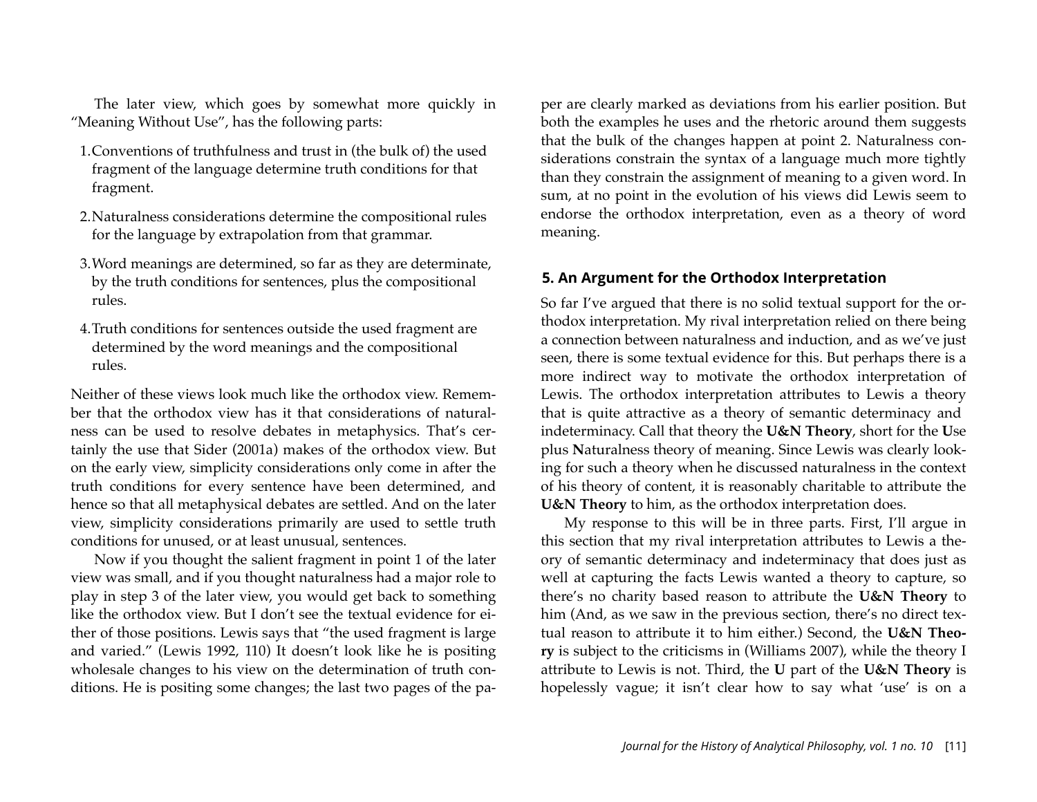The later view, which goes by somewhat more quickly in "Meaning Without Use", has the following parts:

1. Conventions of truthfulness and trust in (the bulk of) the used fragment of the language determine truth conditions for that fragment.
2. Naturalness considerations determine the compositional rules for the language by extrapolation from that grammar.
3. Word meanings are determined, so far as they are determinate, by the truth conditions for sentences, plus the compositional rules.
4. Truth conditions for sentences outside the used fragment are determined by the word meanings and the compositional rules.

Neither of these views look much like the orthodox view. Remember that the orthodox view has it that considerations of naturalness can be used to resolve debates in metaphysics. That's certainly the use that Sider (2001a) makes of the orthodox view. But on the early view, simplicity considerations only come in after the truth conditions for every sentence have been determined, and hence so that all metaphysical debates are settled. And on the later view, simplicity considerations primarily are used to settle truth conditions for unused, or at least unusual, sentences.

Now if you thought the salient fragment in point 1 of the later view was small, and if you thought naturalness had a major role to play in step 3 of the later view, you would get back to something like the orthodox view. But I don't see the textual evidence for either of those positions. Lewis says that "the used fragment is large and varied." (Lewis 1992, 110) It doesn't look like he is positing wholesale changes to his view on the determination of truth conditions. He is positing some changes; the last two pages of the paper are clearly marked as deviations from his earlier position. But both the examples he uses and the rhetoric around them suggests that the bulk of the changes happen at point 2. Naturalness considerations constrain the syntax of a language much more tightly than they constrain the assignment of meaning to a given word. In sum, at no point in the evolution of his views did Lewis seem to endorse the orthodox interpretation, even as a theory of word meaning.

## 5. An Argument for the Orthodox Interpretation

So far I've argued that there is no solid textual support for the orthodox interpretation. My rival interpretation relied on there being a connection between naturalness and induction, and as we've just seen, there is some textual evidence for this. But perhaps there is a more indirect way to motivate the orthodox interpretation of Lewis. The orthodox interpretation attributes to Lewis a theory that is quite attractive as a theory of semantic determinacy and indeterminacy. Call that theory the **U&N Theory**, short for the **U**se plus **N**aturalness theory of meaning. Since Lewis was clearly looking for such a theory when he discussed naturalness in the context of his theory of content, it is reasonably charitable to attribute the **U&N Theory** to him, as the orthodox interpretation does.

My response to this will be in three parts. First, I'll argue in this section that my rival interpretation attributes to Lewis a theory of semantic determinacy and indeterminacy that does just as well at capturing the facts Lewis wanted a theory to capture, so there's no charity based reason to attribute the **U&N Theory** to him (And, as we saw in the previous section, there's no direct textual reason to attribute it to him either.) Second, the **U&N Theory** is subject to the criticisms in (Williams 2007), while the theory I attribute to Lewis is not. Third, the **U** part of the **U&N Theory** is hopelessly vague; it isn't clear how to say what 'use' is on a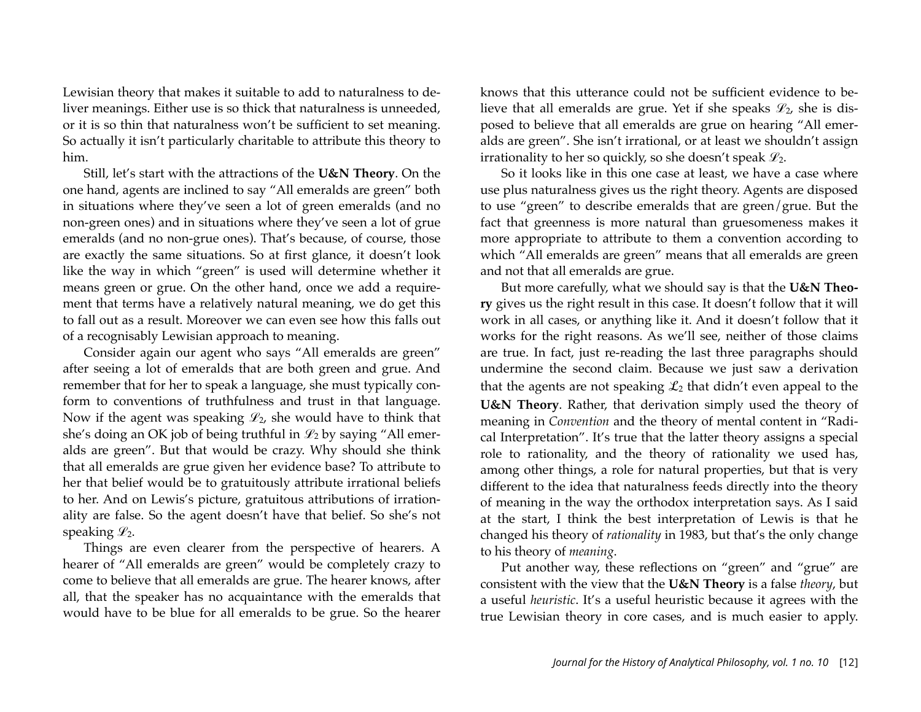Lewisian theory that makes it suitable to add to naturalness to deliver meanings. Either use is so thick that naturalness is unneeded, or it is so thin that naturalness won't be sufficient to set meaning. So actually it isn't particularly charitable to attribute this theory to him.

Still, let's start with the attractions of the **U&N Theory**. On the one hand, agents are inclined to say "All emeralds are green" both in situations where they've seen a lot of green emeralds (and no non-green ones) and in situations where they've seen a lot of grue emeralds (and no non-grue ones). That's because, of course, those are exactly the same situations. So at first glance, it doesn't look like the way in which "green" is used will determine whether it means green or grue. On the other hand, once we add a requirement that terms have a relatively natural meaning, we do get this to fall out as a result. Moreover we can even see how this falls out of a recognisably Lewisian approach to meaning.

Consider again our agent who says "All emeralds are green" after seeing a lot of emeralds that are both green and grue. And remember that for her to speak a language, she must typically conform to conventions of truthfulness and trust in that language. Now if the agent was speaking $\mathscr{L}_2$, she would have to think that she's doing an OK job of being truthful in $\mathscr{L}_2$ by saying "All emeralds are green". But that would be crazy. Why should she think that all emeralds are grue given her evidence base? To attribute to her that belief would be to gratuitously attribute irrational beliefs to her. And on Lewis's picture, gratuitous attributions of irrationality are false. So the agent doesn't have that belief. So she's not speaking $\mathscr{L}_2$.

Things are even clearer from the perspective of hearers. A hearer of "All emeralds are green" would be completely crazy to come to believe that all emeralds are grue. The hearer knows, after all, that the speaker has no acquaintance with the emeralds that would have to be blue for all emeralds to be grue. So the hearer knows that this utterance could not be sufficient evidence to believe that all emeralds are grue. Yet if she speaks $\mathscr{L}_2$, she is disposed to believe that all emeralds are grue on hearing "All emeralds are green". She isn't irrational, or at least we shouldn't assign irrationality to her so quickly, so she doesn't speak $\mathscr{L}_2$.

So it looks like in this one case at least, we have a case where use plus naturalness gives us the right theory. Agents are disposed to use "green" to describe emeralds that are green/grue. But the fact that greenness is more natural than gruesomeness makes it more appropriate to attribute to them a convention according to which "All emeralds are green" means that all emeralds are green and not that all emeralds are grue.

But more carefully, what we should say is that the **U&N Theory** gives us the right result in this case. It doesn't follow that it will work in all cases, or anything like it. And it doesn't follow that it works for the right reasons. As we'll see, neither of those claims are true. In fact, just re-reading the last three paragraphs should undermine the second claim. Because we just saw a derivation that the agents are not speaking $\mathscr{L}_2$ that didn't even appeal to the **U&N Theory**. Rather, that derivation simply used the theory of meaning in *Convention* and the theory of mental content in "Radical Interpretation". It's true that the latter theory assigns a special role to rationality, and the theory of rationality we used has, among other things, a role for natural properties, but that is very different to the idea that naturalness feeds directly into the theory of meaning in the way the orthodox interpretation says. As I said at the start, I think the best interpretation of Lewis is that he changed his theory of *rationality* in 1983, but that's the only change to his theory of *meaning*.

Put another way, these reflections on "green" and "grue" are consistent with the view that the **U&N Theory** is a false *theory*, but a useful *heuristic*. It's a useful heuristic because it agrees with the true Lewisian theory in core cases, and is much easier to apply.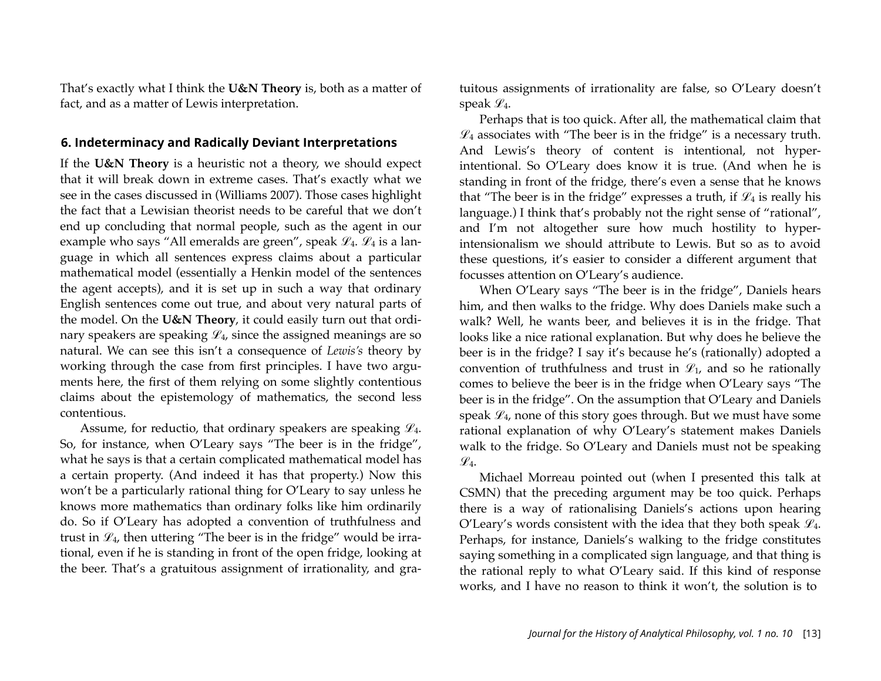That's exactly what I think the **U&N Theory** is, both as a matter of fact, and as a matter of Lewis interpretation.

## 6. Indeterminacy and Radically Deviant Interpretations

If the **U&N Theory** is a heuristic not a theory, we should expect that it will break down in extreme cases. That's exactly what we see in the cases discussed in (Williams 2007). Those cases highlight the fact that a Lewisian theorist needs to be careful that we don't end up concluding that normal people, such as the agent in our example who says "All emeralds are green", speak $\mathscr{L}_4$. $\mathscr{L}_4$ is a language in which all sentences express claims about a particular mathematical model (essentially a Henkin model of the sentences the agent accepts), and it is set up in such a way that ordinary English sentences come out true, and about very natural parts of the model. On the **U&N Theory**, it could easily turn out that ordinary speakers are speaking $\mathscr{L}_4$, since the assigned meanings are so natural. We can see this isn't a consequence of *Lewis's* theory by working through the case from first principles. I have two arguments here, the first of them relying on some slightly contentious claims about the epistemology of mathematics, the second less contentious.

Assume, for reductio, that ordinary speakers are speaking $\mathscr{L}_4$. So, for instance, when O'Leary says "The beer is in the fridge", what he says is that a certain complicated mathematical model has a certain property. (And indeed it has that property.) Now this won't be a particularly rational thing for O'Leary to say unless he knows more mathematics than ordinary folks like him ordinarily do. So if O'Leary has adopted a convention of truthfulness and trust in $\mathscr{L}_4$, then uttering "The beer is in the fridge" would be irrational, even if he is standing in front of the open fridge, looking at the beer. That's a gratuitous assignment of irrationality, and gratuitous assignments of irrationality are false, so O'Leary doesn't speak $\mathscr{L}_4$.

Perhaps that is too quick. After all, the mathematical claim that $\mathscr{L}_4$ associates with "The beer is in the fridge" is a necessary truth. And Lewis's theory of content is intentional, not hyper-intentional. So O'Leary does know it is true. (And when he is standing in front of the fridge, there's even a sense that he knows that "The beer is in the fridge" expresses a truth, if $\mathscr{L}_4$ is really his language.) I think that's probably not the right sense of "rational", and I'm not altogether sure how much hostility to hyper-intensionalism we should attribute to Lewis. But so as to avoid these questions, it's easier to consider a different argument that focusses attention on O'Leary's audience.

When O'Leary says "The beer is in the fridge", Daniels hears him, and then walks to the fridge. Why does Daniels make such a walk? Well, he wants beer, and believes it is in the fridge. That looks like a nice rational explanation. But why does he believe the beer is in the fridge? I say it's because he's (rationally) adopted a convention of truthfulness and trust in $\mathscr{L}_1$, and so he rationally comes to believe the beer is in the fridge when O'Leary says "The beer is in the fridge". On the assumption that O'Leary and Daniels speak $\mathscr{L}_4$, none of this story goes through. But we must have some rational explanation of why O'Leary's statement makes Daniels walk to the fridge. So O'Leary and Daniels must not be speaking $\mathscr{L}_4$.

Michael Morreau pointed out (when I presented this talk at CSMN) that the preceding argument may be too quick. Perhaps there is a way of rationalising Daniels's actions upon hearing O'Leary's words consistent with the idea that they both speak $\mathscr{L}_4$. Perhaps, for instance, Daniels's walking to the fridge constitutes saying something in a complicated sign language, and that thing is the rational reply to what O'Leary said. If this kind of response works, and I have no reason to think it won't, the solution is to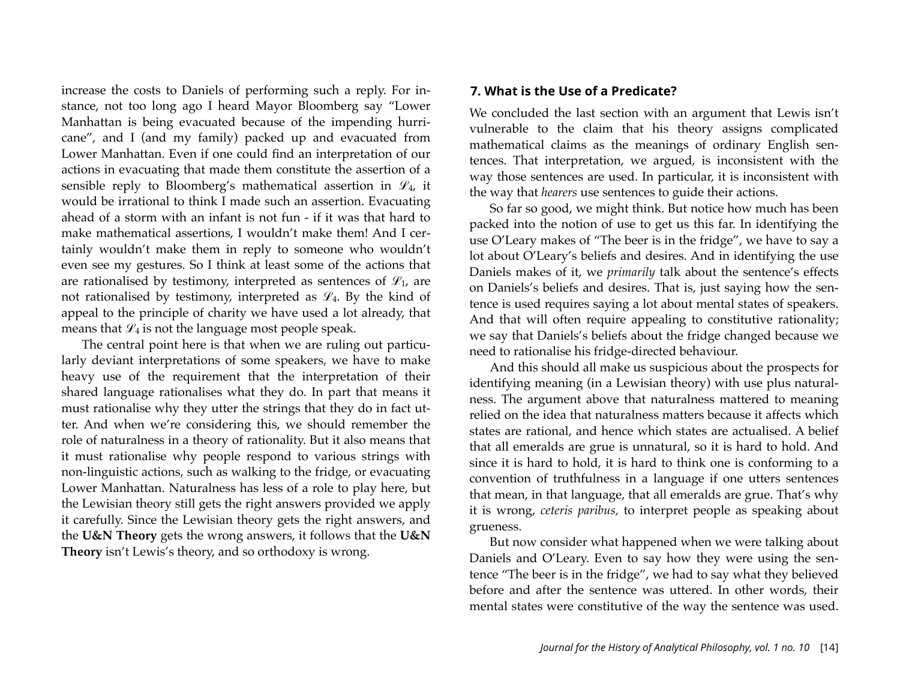increase the costs to Daniels of performing such a reply. For instance, not too long ago I heard Mayor Bloomberg say "Lower Manhattan is being evacuated because of the impending hurricane", and I (and my family) packed up and evacuated from Lower Manhattan. Even if one could find an interpretation of our actions in evacuating that made them constitute the assertion of a sensible reply to Bloomberg's mathematical assertion in $\mathscr{L}_4$, it would be irrational to think I made such an assertion. Evacuating ahead of a storm with an infant is not fun - if it was that hard to make mathematical assertions, I wouldn't make them! And I certainly wouldn't make them in reply to someone who wouldn't even see my gestures. So I think at least some of the actions that are rationalised by testimony, interpreted as sentences of $\mathscr{L}_1$, are not rationalised by testimony, interpreted as $\mathscr{L}_4$. By the kind of appeal to the principle of charity we have used a lot already, that means that $\mathscr{L}_4$ is not the language most people speak.

The central point here is that when we are ruling out particularly deviant interpretations of some speakers, we have to make heavy use of the requirement that the interpretation of their shared language rationalises what they do. In part that means it must rationalise why they utter the strings that they do in fact utter. And when we're considering this, we should remember the role of naturalness in a theory of rationality. But it also means that it must rationalise why people respond to various strings with non-linguistic actions, such as walking to the fridge, or evacuating Lower Manhattan. Naturalness has less of a role to play here, but the Lewisian theory still gets the right answers provided we apply it carefully. Since the Lewisian theory gets the right answers, and the **U&N Theory** gets the wrong answers, it follows that the **U&N Theory** isn't Lewis's theory, and so orthodoxy is wrong.

## 7. What is the Use of a Predicate?

We concluded the last section with an argument that Lewis isn't vulnerable to the claim that his theory assigns complicated mathematical claims as the meanings of ordinary English sentences. That interpretation, we argued, is inconsistent with the way those sentences are used. In particular, it is inconsistent with the way that *hearers* use sentences to guide their actions.

So far so good, we might think. But notice how much has been packed into the notion of use to get us this far. In identifying the use O'Leary makes of "The beer is in the fridge", we have to say a lot about O'Leary's beliefs and desires. And in identifying the use Daniels makes of it, we *primarily* talk about the sentence's effects on Daniels's beliefs and desires. That is, just saying how the sentence is used requires saying a lot about mental states of speakers. And that will often require appealing to constitutive rationality; we say that Daniels's beliefs about the fridge changed because we need to rationalise his fridge-directed behaviour.

And this should all make us suspicious about the prospects for identifying meaning (in a Lewisian theory) with use plus naturalness. The argument above that naturalness mattered to meaning relied on the idea that naturalness matters because it affects which states are rational, and hence which states are actualised. A belief that all emeralds are grue is unnatural, so it is hard to hold. And since it is hard to hold, it is hard to think one is conforming to a convention of truthfulness in a language if one utters sentences that mean, in that language, that all emeralds are grue. That's why it is wrong, *ceteris paribus*, to interpret people as speaking about grueness.

But now consider what happened when we were talking about Daniels and O'Leary. Even to say how they were using the sentence "The beer is in the fridge", we had to say what they believed before and after the sentence was uttered. In other words, their mental states were constitutive of the way the sentence was used.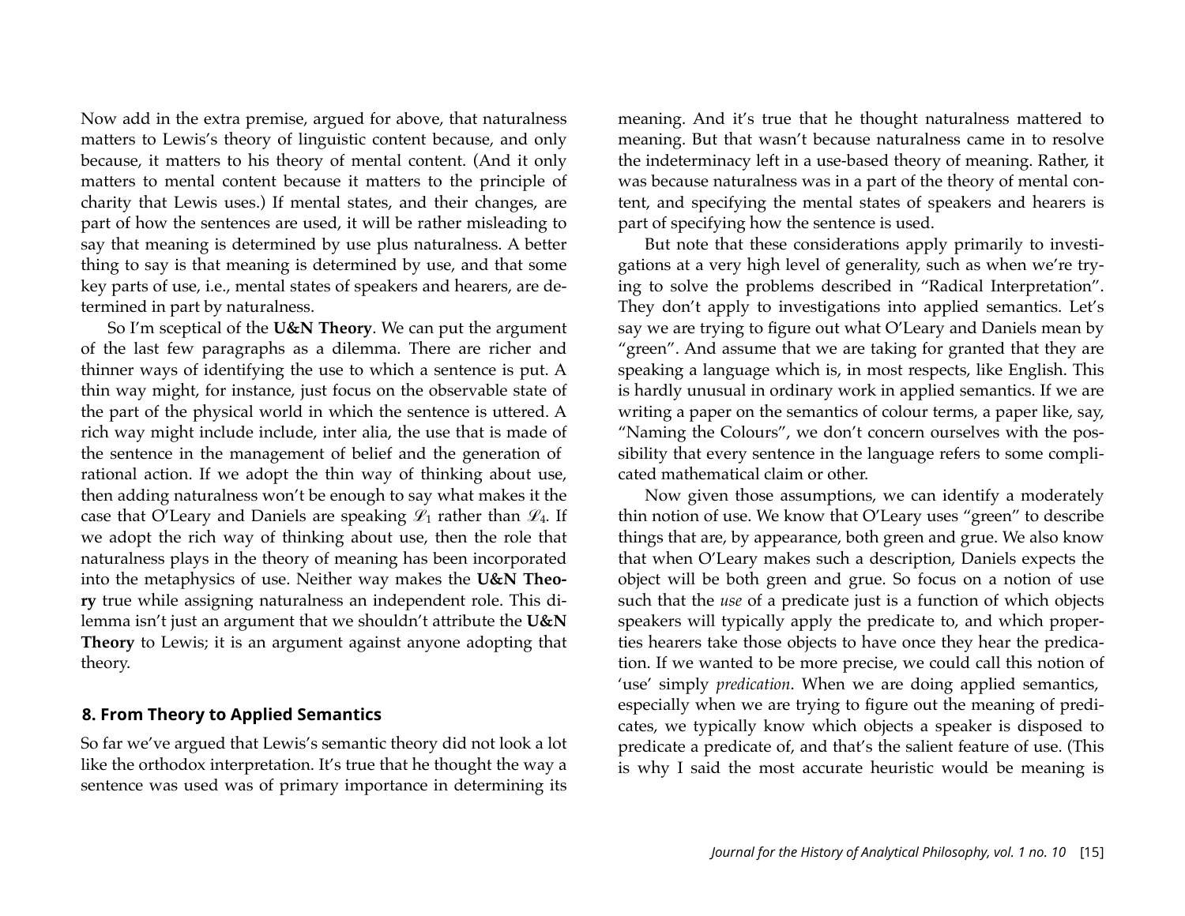Now add in the extra premise, argued for above, that naturalness matters to Lewis's theory of linguistic content because, and only because, it matters to his theory of mental content. (And it only matters to mental content because it matters to the principle of charity that Lewis uses.) If mental states, and their changes, are part of how the sentences are used, it will be rather misleading to say that meaning is determined by use plus naturalness. A better thing to say is that meaning is determined by use, and that some key parts of use, i.e., mental states of speakers and hearers, are determined in part by naturalness.

So I'm sceptical of the **U&N Theory**. We can put the argument of the last few paragraphs as a dilemma. There are richer and thinner ways of identifying the use to which a sentence is put. A thin way might, for instance, just focus on the observable state of the part of the physical world in which the sentence is uttered. A rich way might include include, inter alia, the use that is made of the sentence in the management of belief and the generation of rational action. If we adopt the thin way of thinking about use, then adding naturalness won't be enough to say what makes it the case that O'Leary and Daniels are speaking $\mathscr{L}_1$ rather than $\mathscr{L}_4$. If we adopt the rich way of thinking about use, then the role that naturalness plays in the theory of meaning has been incorporated into the metaphysics of use. Neither way makes the **U&N Theory** true while assigning naturalness an independent role. This dilemma isn't just an argument that we shouldn't attribute the **U&N Theory** to Lewis; it is an argument against anyone adopting that theory.

## 8. From Theory to Applied Semantics

So far we've argued that Lewis's semantic theory did not look a lot like the orthodox interpretation. It's true that he thought the way a sentence was used was of primary importance in determining its meaning. And it's true that he thought naturalness mattered to meaning. But that wasn't because naturalness came in to resolve the indeterminacy left in a use-based theory of meaning. Rather, it was because naturalness was in a part of the theory of mental content, and specifying the mental states of speakers and hearers is part of specifying how the sentence is used.

But note that these considerations apply primarily to investigations at a very high level of generality, such as when we're trying to solve the problems described in "Radical Interpretation". They don't apply to investigations into applied semantics. Let's say we are trying to figure out what O'Leary and Daniels mean by "green". And assume that we are taking for granted that they are speaking a language which is, in most respects, like English. This is hardly unusual in ordinary work in applied semantics. If we are writing a paper on the semantics of colour terms, a paper like, say, "Naming the Colours", we don't concern ourselves with the possibility that every sentence in the language refers to some complicated mathematical claim or other.

Now given those assumptions, we can identify a moderately thin notion of use. We know that O'Leary uses "green" to describe things that are, by appearance, both green and grue. We also know that when O'Leary makes such a description, Daniels expects the object will be both green and grue. So focus on a notion of use such that the *use* of a predicate just is a function of which objects speakers will typically apply the predicate to, and which properties hearers take those objects to have once they hear the predication. If we wanted to be more precise, we could call this notion of 'use' simply *predication*. When we are doing applied semantics, especially when we are trying to figure out the meaning of predicates, we typically know which objects a speaker is disposed to predicate a predicate of, and that's the salient feature of use. (This is why I said the most accurate heuristic would be meaning is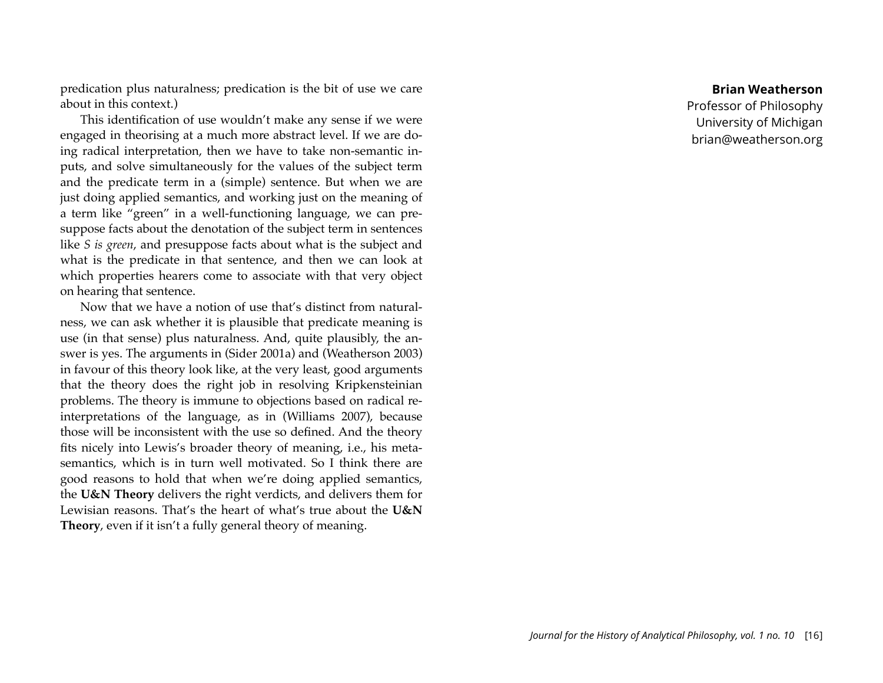predication plus naturalness; predication is the bit of use we care about in this context.)

This identification of use wouldn't make any sense if we were engaged in theorising at a much more abstract level. If we are doing radical interpretation, then we have to take non-semantic inputs, and solve simultaneously for the values of the subject term and the predicate term in a (simple) sentence. But when we are just doing applied semantics, and working just on the meaning of a term like "green" in a well-functioning language, we can presuppose facts about the denotation of the subject term in sentences like *S is green*, and presuppose facts about what is the subject and what is the predicate in that sentence, and then we can look at which properties hearers come to associate with that very object on hearing that sentence.

Now that we have a notion of use that's distinct from naturalness, we can ask whether it is plausible that predicate meaning is use (in that sense) plus naturalness. And, quite plausibly, the answer is yes. The arguments in (Sider 2001a) and (Weatherson 2003) in favour of this theory look like, at the very least, good arguments that the theory does the right job in resolving Kripkensteinian problems. The theory is immune to objections based on radical reinterpretations of the language, as in (Williams 2007), because those will be inconsistent with the use so defined. And the theory fits nicely into Lewis's broader theory of meaning, i.e., his metasemantics, which is in turn well motivated. So I think there are good reasons to hold that when we're doing applied semantics, the **U&N Theory** delivers the right verdicts, and delivers them for Lewisian reasons. That's the heart of what's true about the **U&N Theory**, even if it isn't a fully general theory of meaning.

**Brian Weatherson**
Professor of Philosophy
University of Michigan
brian@weatherson.org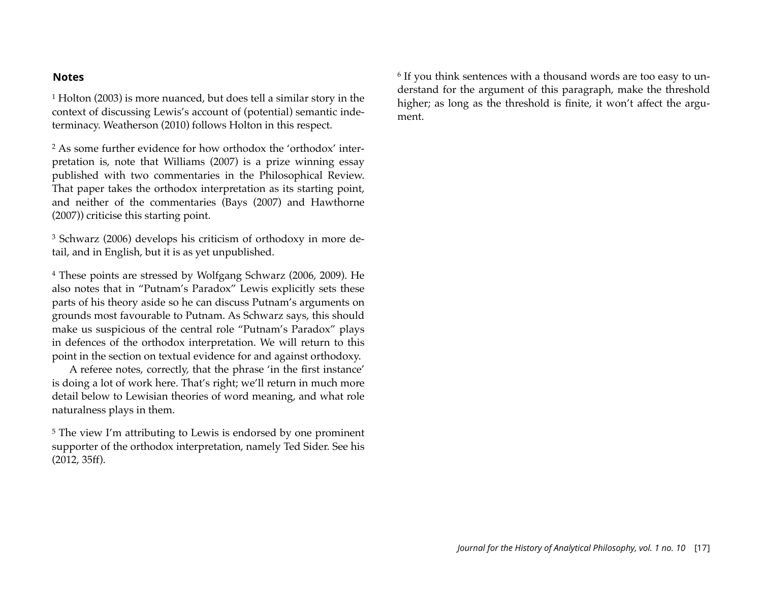## Notes

[1] Holton (2003) is more nuanced, but does tell a similar story in the context of discussing Lewis's account of (potential) semantic indeterminacy. Weatherson (2010) follows Holton in this respect.

[2] As some further evidence for how orthodox the 'orthodox' interpretation is, note that Williams (2007) is a prize winning essay published with two commentaries in the Philosophical Review. That paper takes the orthodox interpretation as its starting point, and neither of the commentaries (Bays (2007) and Hawthorne (2007)) criticise this starting point.

[3] Schwarz (2006) develops his criticism of orthodoxy in more detail, and in English, but it is as yet unpublished.

[4] These points are stressed by Wolfgang Schwarz (2006, 2009). He also notes that in "Putnam's Paradox" Lewis explicitly sets these parts of his theory aside so he can discuss Putnam's arguments on grounds most favourable to Putnam. As Schwarz says, this should make us suspicious of the central role "Putnam's Paradox" plays in defences of the orthodox interpretation. We will return to this point in the section on textual evidence for and against orthodoxy.

A referee notes, correctly, that the phrase 'in the first instance' is doing a lot of work here. That's right; we'll return in much more detail below to Lewisian theories of word meaning, and what role naturalness plays in them.

[5] The view I'm attributing to Lewis is endorsed by one prominent supporter of the orthodox interpretation, namely Ted Sider. See his (2012, 35ff).

[6] If you think sentences with a thousand words are too easy to understand for the argument of this paragraph, make the threshold higher; as long as the threshold is finite, it won't affect the argument.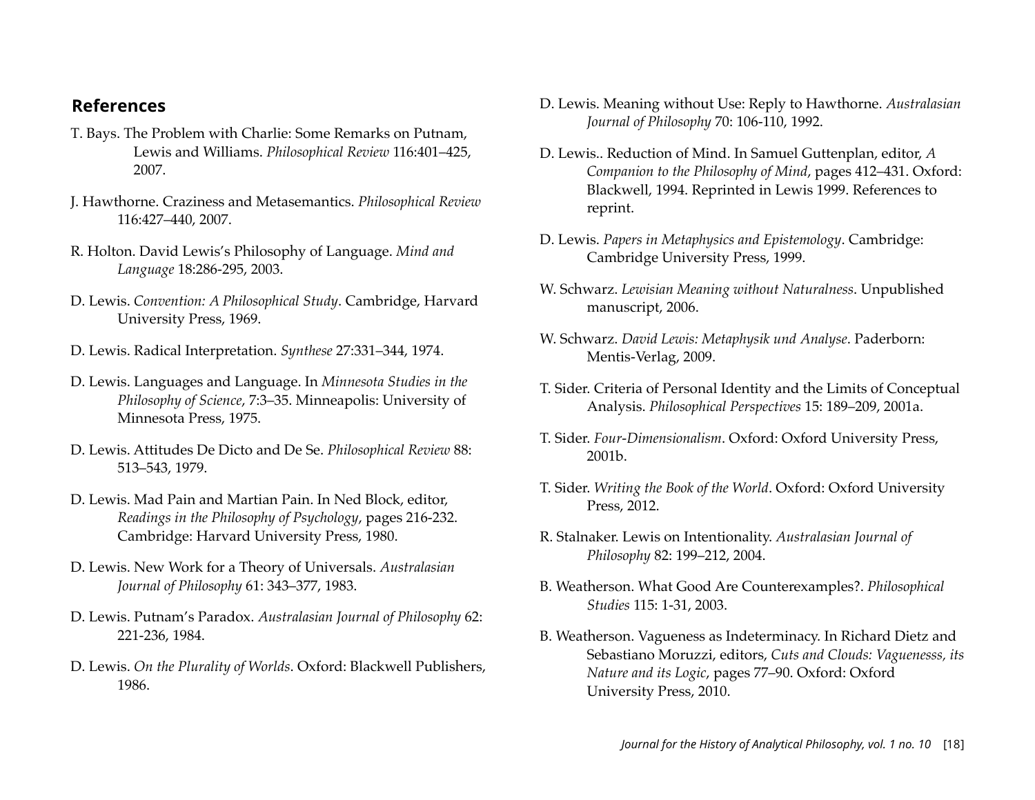## References

T. Bays. The Problem with Charlie: Some Remarks on Putnam, Lewis and Williams. *Philosophical Review* 116:401–425, 2007.

J. Hawthorne. Craziness and Metasemantics. *Philosophical Review* 116:427–440, 2007.

R. Holton. David Lewis's Philosophy of Language. *Mind and Language* 18:286-295, 2003.

D. Lewis. *Convention: A Philosophical Study*. Cambridge, Harvard University Press, 1969.

D. Lewis. Radical Interpretation. *Synthese* 27:331–344, 1974.

D. Lewis. Languages and Language. In *Minnesota Studies in the Philosophy of Science*, 7:3–35. Minneapolis: University of Minnesota Press, 1975.

D. Lewis. Attitudes De Dicto and De Se. *Philosophical Review* 88: 513–543, 1979.

D. Lewis. Mad Pain and Martian Pain. In Ned Block, editor, *Readings in the Philosophy of Psychology*, pages 216-232. Cambridge: Harvard University Press, 1980.

D. Lewis. New Work for a Theory of Universals. *Australasian Journal of Philosophy* 61: 343–377, 1983.

D. Lewis. Putnam's Paradox. *Australasian Journal of Philosophy* 62: 221-236, 1984.

D. Lewis. *On the Plurality of Worlds*. Oxford: Blackwell Publishers, 1986.

D. Lewis. Meaning without Use: Reply to Hawthorne. *Australasian Journal of Philosophy* 70: 106-110, 1992.

D. Lewis.. Reduction of Mind. In Samuel Guttenplan, editor, *A Companion to the Philosophy of Mind*, pages 412–431. Oxford: Blackwell, 1994. Reprinted in Lewis 1999. References to reprint.

D. Lewis. *Papers in Metaphysics and Epistemology*. Cambridge: Cambridge University Press, 1999.

W. Schwarz. *Lewisian Meaning without Naturalness*. Unpublished manuscript, 2006.

W. Schwarz. *David Lewis: Metaphysik und Analyse*. Paderborn: Mentis-Verlag, 2009.

T. Sider. Criteria of Personal Identity and the Limits of Conceptual Analysis. *Philosophical Perspectives* 15: 189–209, 2001a.

T. Sider. *Four-Dimensionalism*. Oxford: Oxford University Press, 2001b.

T. Sider. *Writing the Book of the World*. Oxford: Oxford University Press, 2012.

R. Stalnaker. Lewis on Intentionality. *Australasian Journal of Philosophy* 82: 199–212, 2004.

B. Weatherson. What Good Are Counterexamples?. *Philosophical Studies* 115: 1-31, 2003.

B. Weatherson. Vagueness as Indeterminacy. In Richard Dietz and Sebastiano Moruzzi, editors, *Cuts and Clouds: Vaguenesss, its Nature and its Logic*, pages 77–90. Oxford: Oxford University Press, 2010.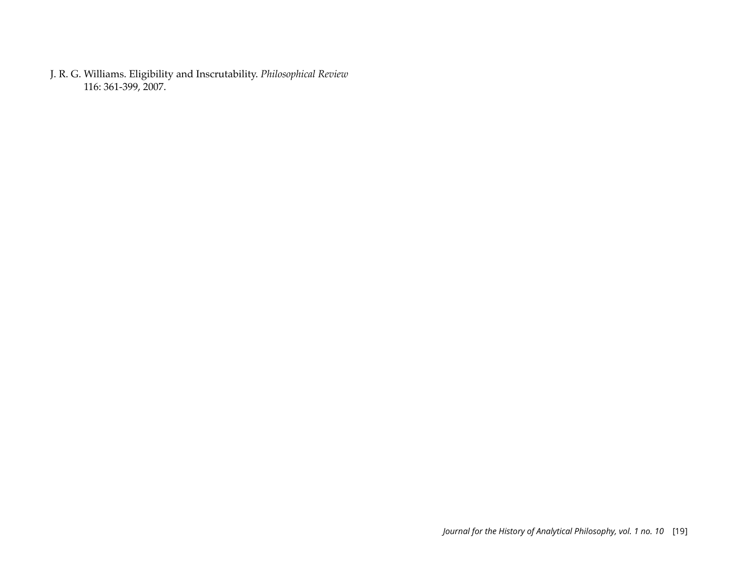J. R. G. Williams. Eligibility and Inscrutability. *Philosophical Review* 116: 361-399, 2007.